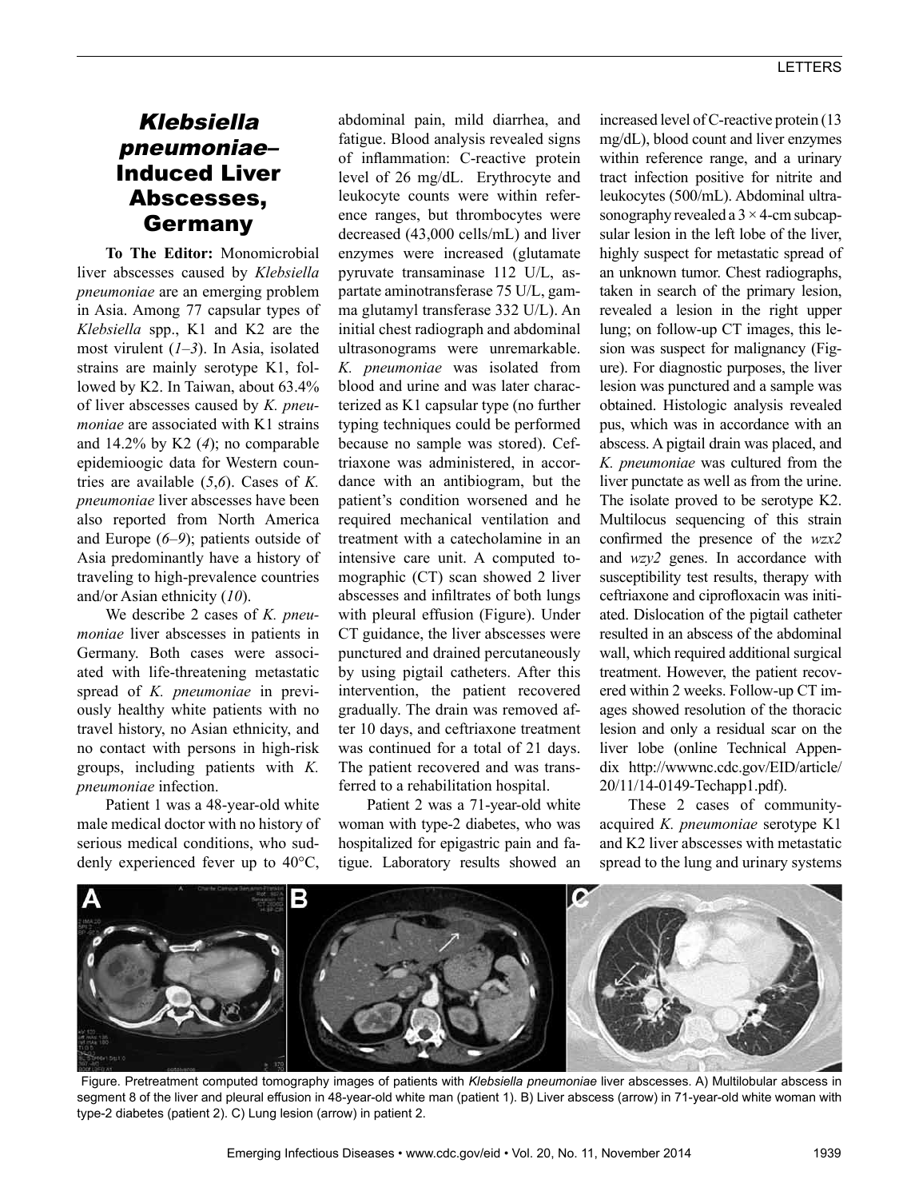# *Klebsiella pneumoniae*–Induced Liver Abscesses, Germany

**To The Editor:** Monomicrobial liver abscesses caused by *Klebsiella pneumoniae* are an emerging problem in Asia. Among 77 capsular types of *Klebsiella* spp., K1 and K2 are the most virulent (*1*–*3*). In Asia, isolated strains are mainly serotype K1, followed by K2. In Taiwan, about 63.4% of liver abscesses caused by *K. pneumoniae* are associated with K1 strains and 14.2% by K2 (*4*); no comparable epidemioogic data for Western countries are available (*5*,*6*). Cases of *K. pneumoniae* liver abscesses have been also reported from North America and Europe (*6*–*9*); patients outside of Asia predominantly have a history of traveling to high-prevalence countries and/or Asian ethnicity (*10*).

We describe 2 cases of *K. pneumoniae* liver abscesses in patients in Germany. Both cases were associated with life-threatening metastatic spread of *K. pneumoniae* in previously healthy white patients with no travel history, no Asian ethnicity, and no contact with persons in high-risk groups, including patients with *K. pneumoniae* infection.

Patient 1 was a 48-year-old white male medical doctor with no history of serious medical conditions, who suddenly experienced fever up to 40°C, abdominal pain, mild diarrhea, and fatigue. Blood analysis revealed signs of inflammation: C-reactive protein level of 26 mg/dL. Erythrocyte and leukocyte counts were within reference ranges, but thrombocytes were decreased (43,000 cells/mL) and liver enzymes were increased (glutamate pyruvate transaminase 112 U/L, aspartate aminotransferase 75 U/L, gamma glutamyl transferase 332 U/L). An initial chest radiograph and abdominal ultrasonograms were unremarkable. *K. pneumoniae* was isolated from blood and urine and was later characterized as K1 capsular type (no further typing techniques could be performed because no sample was stored). Ceftriaxone was administered, in accordance with an antibiogram, but the patient's condition worsened and he required mechanical ventilation and treatment with a catecholamine in an intensive care unit. A computed tomographic (CT) scan showed 2 liver abscesses and infiltrates of both lungs with pleural effusion (Figure). Under CT guidance, the liver abscesses were punctured and drained percutaneously by using pigtail catheters. After this intervention, the patient recovered gradually. The drain was removed after 10 days, and ceftriaxone treatment was continued for a total of 21 days. The patient recovered and was transferred to a rehabilitation hospital.

Patient 2 was a 71-year-old white woman with type-2 diabetes, who was hospitalized for epigastric pain and fatigue. Laboratory results showed an increased level of C-reactive protein (13 mg/dL), blood count and liver enzymes within reference range, and a urinary tract infection positive for nitrite and leukocytes (500/mL). Abdominal ultrasonography revealed a 3 × 4-cm subcapsular lesion in the left lobe of the liver, highly suspect for metastatic spread of an unknown tumor. Chest radiographs, taken in search of the primary lesion, revealed a lesion in the right upper lung; on follow-up CT images, this lesion was suspect for malignancy (Figure). For diagnostic purposes, the liver lesion was punctured and a sample was obtained. Histologic analysis revealed pus, which was in accordance with an abscess. A pigtail drain was placed, and *K. pneumoniae* was cultured from the liver punctate as well as from the urine. The isolate proved to be serotype K2. Multilocus sequencing of this strain confirmed the presence of the *wzx2* and *wzy2* genes. In accordance with susceptibility test results, therapy with ceftriaxone and ciprofloxacin was initiated. Dislocation of the pigtail catheter resulted in an abscess of the abdominal wall, which required additional surgical treatment. However, the patient recovered within 2 weeks. Follow-up CT images showed resolution of the thoracic lesion and only a residual scar on the liver lobe (online Technical Appendix http://wwwnc.cdc.gov/EID/article/20/11/14-0149-Techapp1.pdf).

These 2 cases of community-acquired *K. pneumoniae* serotype K1 and K2 liver abscesses with metastatic spread to the lung and urinary systems

Figure. Pretreatment computed tomography images of patients with *Klebsiella pneumoniae* liver abscesses. A) Multilobular abscess in segment 8 of the liver and pleural effusion in 48-year-old white man (patient 1). B) Liver abscess (arrow) in 71-year-old white woman with type-2 diabetes (patient 2). C) Lung lesion (arrow) in patient 2.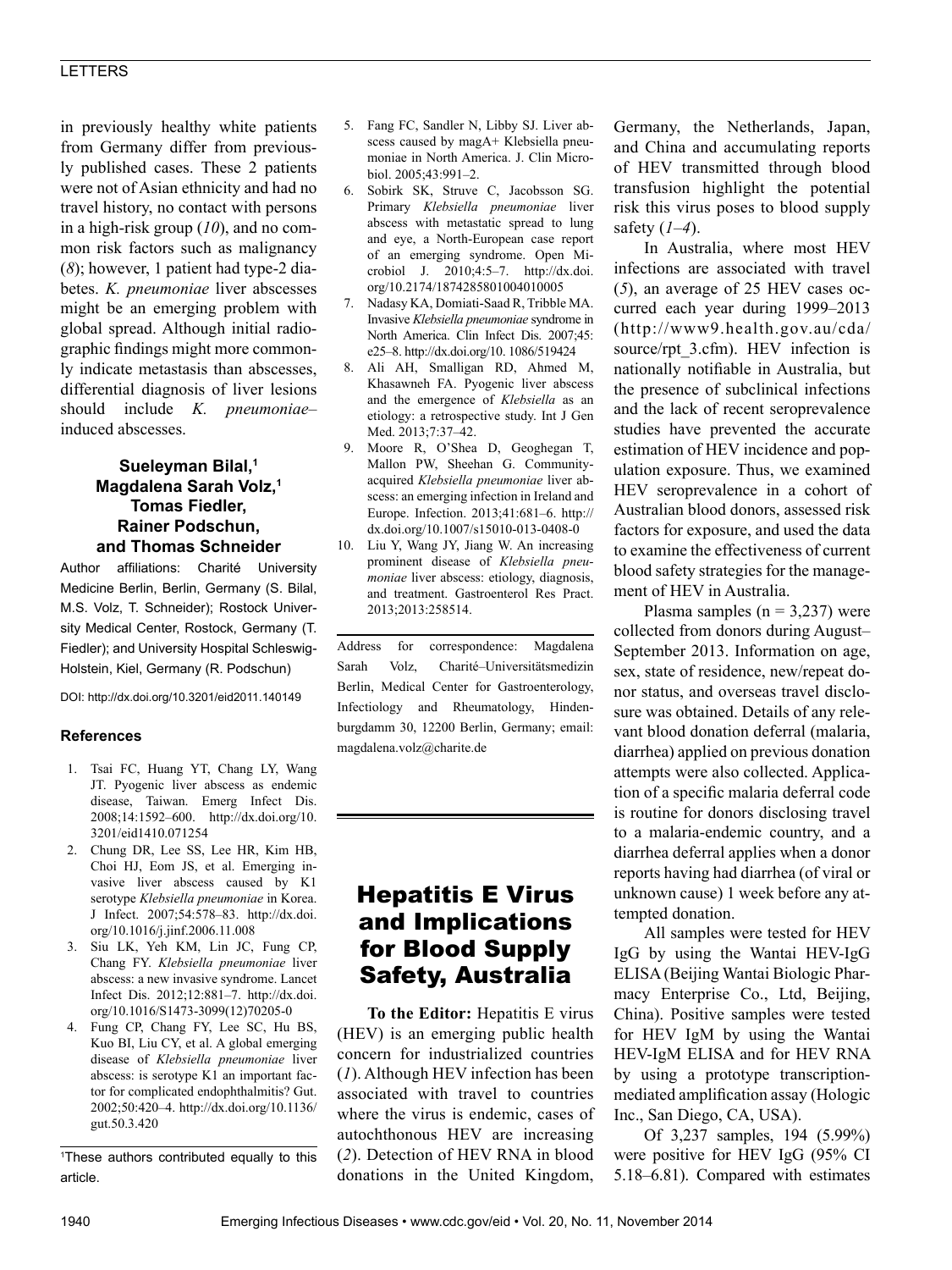in previously healthy white patients from Germany differ from previously published cases. These 2 patients were not of Asian ethnicity and had no travel history, no contact with persons in a high-risk group (*10*), and no common risk factors such as malignancy (*8*); however, 1 patient had type-2 diabetes. *K. pneumoniae* liver abscesses might be an emerging problem with global spread. Although initial radiographic findings might more commonly indicate metastasis than abscesses, differential diagnosis of liver lesions should include *K. pneumoniae*–induced abscesses.

**Sueleyman Bilal,[1] Magdalena Sarah Volz,[1] Tomas Fiedler, Rainer Podschun, and Thomas Schneider**

Author affiliations: Charité University Medicine Berlin, Berlin, Germany (S. Bilal, M.S. Volz, T. Schneider); Rostock University Medical Center, Rostock, Germany (T. Fiedler); and University Hospital Schleswig-Holstein, Kiel, Germany (R. Podschun)

DOI: http://dx.doi.org/10.3201/eid2011.140149

### References

1. Tsai FC, Huang YT, Chang LY, Wang JT. Pyogenic liver abscess as endemic disease, Taiwan. Emerg Infect Dis. 2008;14:1592–600. http://dx.doi.org/10.3201/eid1410.071254
2. Chung DR, Lee SS, Lee HR, Kim HB, Choi HJ, Eom JS, et al. Emerging invasive liver abscess caused by K1 serotype *Klebsiella pneumoniae* in Korea. J Infect. 2007;54:578–83. http://dx.doi.org/10.1016/j.jinf.2006.11.008
3. Siu LK, Yeh KM, Lin JC, Fung CP, Chang FY. *Klebsiella pneumoniae* liver abscess: a new invasive syndrome. Lancet Infect Dis. 2012;12:881–7. http://dx.doi.org/10.1016/S1473-3099(12)70205-0
4. Fung CP, Chang FY, Lee SC, Hu BS, Kuo BI, Liu CY, et al. A global emerging disease of *Klebsiella pneumoniae* liver abscess: is serotype K1 an important factor for complicated endophthalmitis? Gut. 2002;50:420–4. http://dx.doi.org/10.1136/gut.50.3.420
5. Fang FC, Sandler N, Libby SJ. Liver abscess caused by magA+ Klebsiella pneumoniae in North America. J. Clin Microbiol. 2005;43:991–2.
6. Sobirk SK, Struve C, Jacobsson SG. Primary *Klebsiella pneumoniae* liver abscess with metastatic spread to lung and eye, a North-European case report of an emerging syndrome. Open Microbiol J. 2010;4:5–7. http://dx.doi.org/10.2174/1874285801004010005
7. Nadasy KA, Domiati-Saad R, Tribble MA. Invasive *Klebsiella pneumoniae* syndrome in North America. Clin Infect Dis. 2007;45: e25–8. http://dx.doi.org/10. 1086/519424
8. Ali AH, Smalligan RD, Ahmed M, Khasawneh FA. Pyogenic liver abscess and the emergence of *Klebsiella* as an etiology: a retrospective study. Int J Gen Med. 2013;7:37–42.
9. Moore R, O'Shea D, Geoghegan T, Mallon PW, Sheehan G. Community-acquired *Klebsiella pneumoniae* liver abscess: an emerging infection in Ireland and Europe. Infection. 2013;41:681–6. http://dx.doi.org/10.1007/s15010-013-0408-0
10. Liu Y, Wang JY, Jiang W. An increasing prominent disease of *Klebsiella pneumoniae* liver abscess: etiology, diagnosis, and treatment. Gastroenterol Res Pract. 2013;2013:258514.

[1]These authors contributed equally to this article.

Address for correspondence: Magdalena Sarah Volz, Charité–Universitätsmedizin Berlin, Medical Center for Gastroenterology, Infectiology and Rheumatology, Hindenburgdamm 30, 12200 Berlin, Germany; email: magdalena.volz@charite.de

# Hepatitis E Virus and Implications for Blood Supply Safety, Australia

**To the Editor:** Hepatitis E virus (HEV) is an emerging public health concern for industrialized countries (*1*). Although HEV infection has been associated with travel to countries where the virus is endemic, cases of autochthonous HEV are increasing (*2*). Detection of HEV RNA in blood donations in the United Kingdom, Germany, the Netherlands, Japan, and China and accumulating reports of HEV transmitted through blood transfusion highlight the potential risk this virus poses to blood supply safety (*1–4*).

In Australia, where most HEV infections are associated with travel (*5*), an average of 25 HEV cases occurred each year during 1999–2013 (http://www9.health.gov.au/cda/source/rpt_3.cfm). HEV infection is nationally notifiable in Australia, but the presence of subclinical infections and the lack of recent seroprevalence studies have prevented the accurate estimation of HEV incidence and population exposure. Thus, we examined HEV seroprevalence in a cohort of Australian blood donors, assessed risk factors for exposure, and used the data to examine the effectiveness of current blood safety strategies for the management of HEV in Australia.

Plasma samples (n = 3,237) were collected from donors during August–September 2013. Information on age, sex, state of residence, new/repeat donor status, and overseas travel disclosure was obtained. Details of any relevant blood donation deferral (malaria, diarrhea) applied on previous donation attempts were also collected. Application of a specific malaria deferral code is routine for donors disclosing travel to a malaria-endemic country, and a diarrhea deferral applies when a donor reports having had diarrhea (of viral or unknown cause) 1 week before any attempted donation.

All samples were tested for HEV IgG by using the Wantai HEV-IgG ELISA (Beijing Wantai Biologic Pharmacy Enterprise Co., Ltd, Beijing, China). Positive samples were tested for HEV IgM by using the Wantai HEV-IgM ELISA and for HEV RNA by using a prototype transcription-mediated amplification assay (Hologic Inc., San Diego, CA, USA).

Of 3,237 samples, 194 (5.99%) were positive for HEV IgG (95% CI 5.18–6.81). Compared with estimates